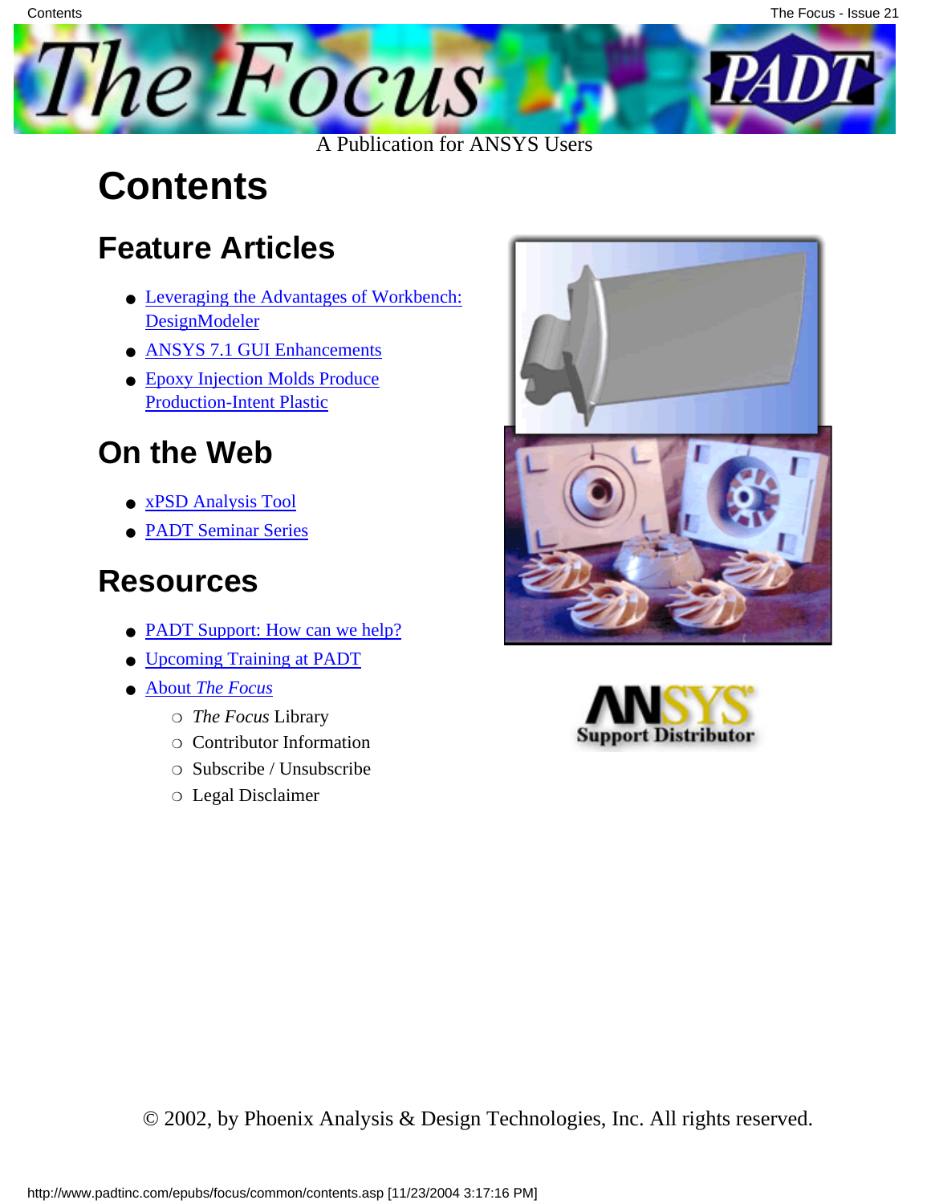A Publication for ANSYS Users

# Contents

## Feature Articles

- Leveraging the Advantages of Workbench: DesignModeler
- ANSYS 7.1 GUI Enhancements
- Epoxy Injection Molds Produce Production-Intent Plastic

## On the Web

- xPSD Analysis Tool
- PADT Seminar Series

## Resources

- PADT Support: How can we help?
- Upcoming Training at PADT
- About *The Focus*
  - *The Focus* Library
  - Contributor Information
  - Subscribe / Unsubscribe
  - Legal Disclaimer

© 2002, by Phoenix Analysis & Design Technologies, Inc. All rights reserved.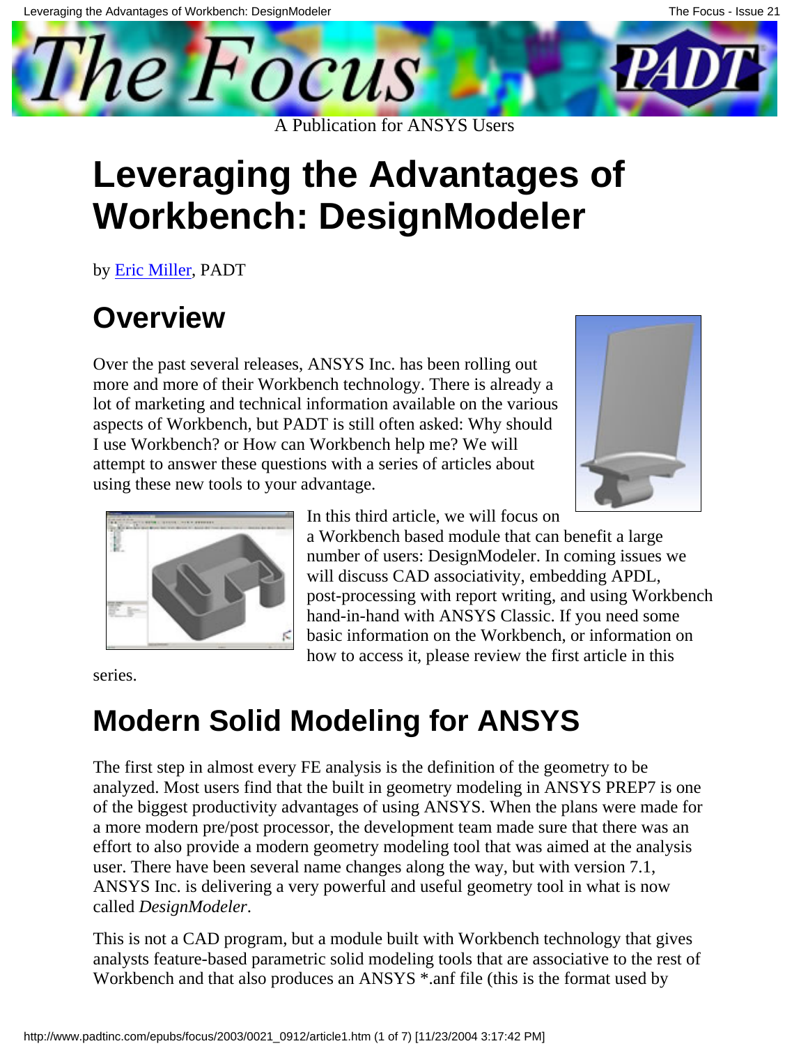# Leveraging the Advantages of Workbench: DesignModeler

by Eric Miller, PADT

## Overview

Over the past several releases, ANSYS Inc. has been rolling out more and more of their Workbench technology. There is already a lot of marketing and technical information available on the various aspects of Workbench, but PADT is still often asked: Why should I use Workbench? or How can Workbench help me? We will attempt to answer these questions with a series of articles about using these new tools to your advantage.

In this third article, we will focus on a Workbench based module that can benefit a large number of users: DesignModeler. In coming issues we will discuss CAD associativity, embedding APDL, post-processing with report writing, and using Workbench hand-in-hand with ANSYS Classic. If you need some basic information on the Workbench, or information on how to access it, please review the first article in this series.

## Modern Solid Modeling for ANSYS

The first step in almost every FE analysis is the definition of the geometry to be analyzed. Most users find that the built in geometry modeling in ANSYS PREP7 is one of the biggest productivity advantages of using ANSYS. When the plans were made for a more modern pre/post processor, the development team made sure that there was an effort to also provide a modern geometry modeling tool that was aimed at the analysis user. There have been several name changes along the way, but with version 7.1, ANSYS Inc. is delivering a very powerful and useful geometry tool in what is now called *DesignModeler*.

This is not a CAD program, but a module built with Workbench technology that gives analysts feature-based parametric solid modeling tools that are associative to the rest of Workbench and that also produces an ANSYS *.anf file (this is the format used by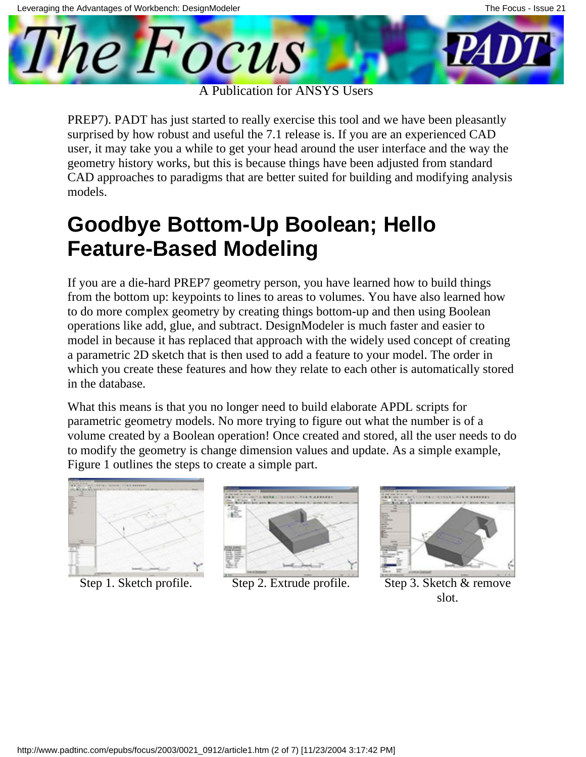PREP7). PADT has just started to really exercise this tool and we have been pleasantly surprised by how robust and useful the 7.1 release is. If you are an experienced CAD user, it may take you a while to get your head around the user interface and the way the geometry history works, but this is because things have been adjusted from standard CAD approaches to paradigms that are better suited for building and modifying analysis models.

## Goodbye Bottom-Up Boolean; Hello Feature-Based Modeling

If you are a die-hard PREP7 geometry person, you have learned how to build things from the bottom up: keypoints to lines to areas to volumes. You have also learned how to do more complex geometry by creating things bottom-up and then using Boolean operations like add, glue, and subtract. DesignModeler is much faster and easier to model in because it has replaced that approach with the widely used concept of creating a parametric 2D sketch that is then used to add a feature to your model. The order in which you create these features and how they relate to each other is automatically stored in the database.

What this means is that you no longer need to build elaborate APDL scripts for parametric geometry models. No more trying to figure out what the number is of a volume created by a Boolean operation! Once created and stored, all the user needs to do to modify the geometry is change dimension values and update. As a simple example, Figure 1 outlines the steps to create a simple part.

Step 1. Sketch profile.

Step 2. Extrude profile.

Step 3. Sketch & remove slot.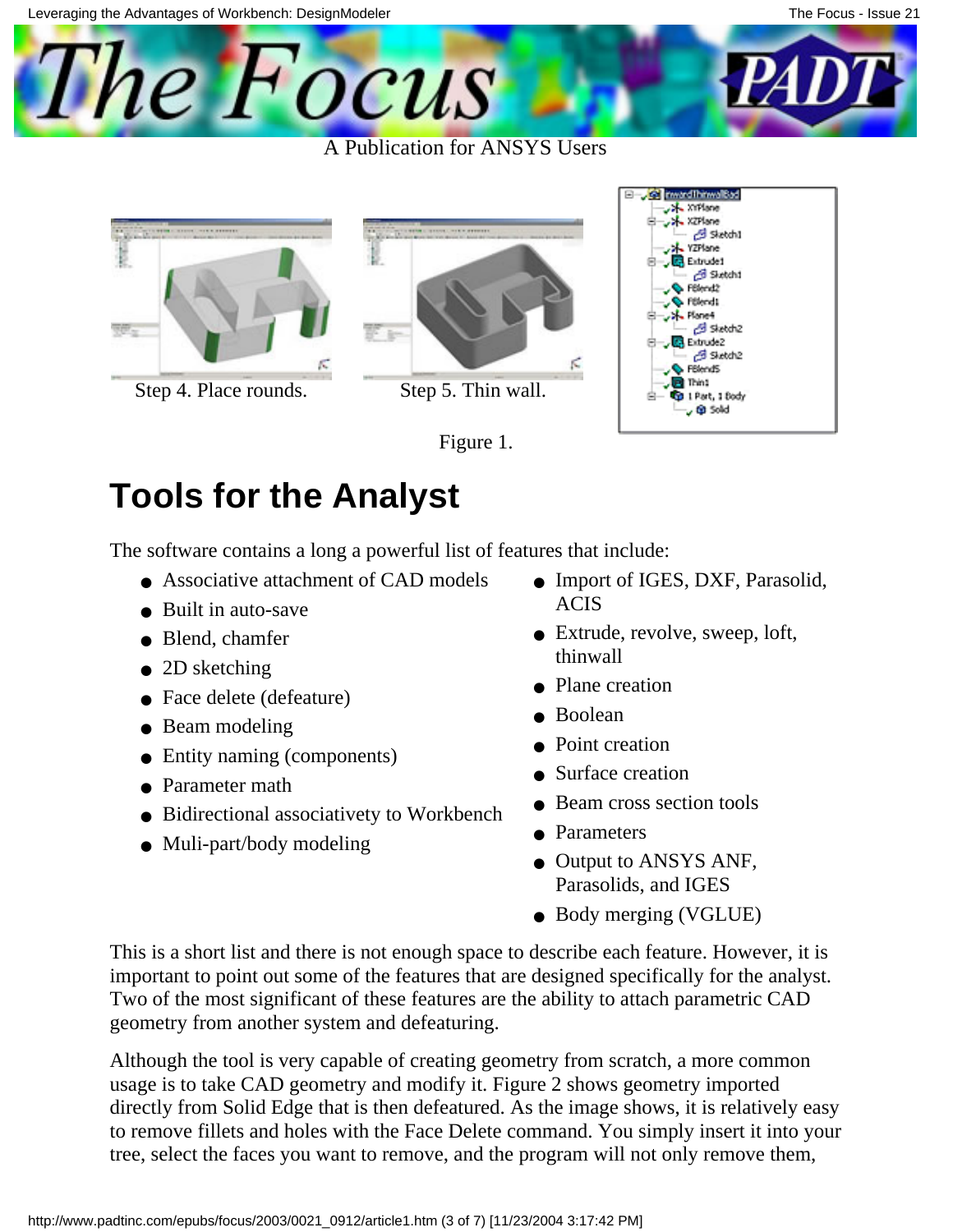Step 4. Place rounds.

Step 5. Thin wall.

Figure 1.

## Tools for the Analyst

The software contains a long a powerful list of features that include:

- Associative attachment of CAD models
- Built in auto-save
- Blend, chamfer
- 2D sketching
- Face delete (defeature)
- Beam modeling
- Entity naming (components)
- Parameter math
- Bidirectional associativety to Workbench
- Muli-part/body modeling
- Import of IGES, DXF, Parasolid, ACIS
- Extrude, revolve, sweep, loft, thinwall
- Plane creation
- Boolean
- Point creation
- Surface creation
- Beam cross section tools
- Parameters
- Output to ANSYS ANF, Parasolids, and IGES
- Body merging (VGLUE)

This is a short list and there is not enough space to describe each feature. However, it is important to point out some of the features that are designed specifically for the analyst. Two of the most significant of these features are the ability to attach parametric CAD geometry from another system and defeaturing.

Although the tool is very capable of creating geometry from scratch, a more common usage is to take CAD geometry and modify it. Figure 2 shows geometry imported directly from Solid Edge that is then defeatured. As the image shows, it is relatively easy to remove fillets and holes with the Face Delete command. You simply insert it into your tree, select the faces you want to remove, and the program will not only remove them,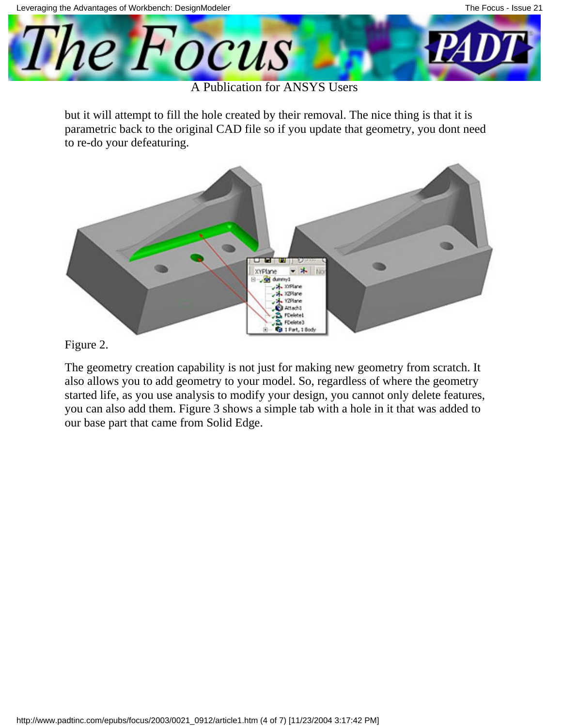but it will attempt to fill the hole created by their removal. The nice thing is that it is parametric back to the original CAD file so if you update that geometry, you dont need to re-do your defeaturing.

Figure 2.

The geometry creation capability is not just for making new geometry from scratch. It also allows you to add geometry to your model. So, regardless of where the geometry started life, as you use analysis to modify your design, you cannot only delete features, you can also add them. Figure 3 shows a simple tab with a hole in it that was added to our base part that came from Solid Edge.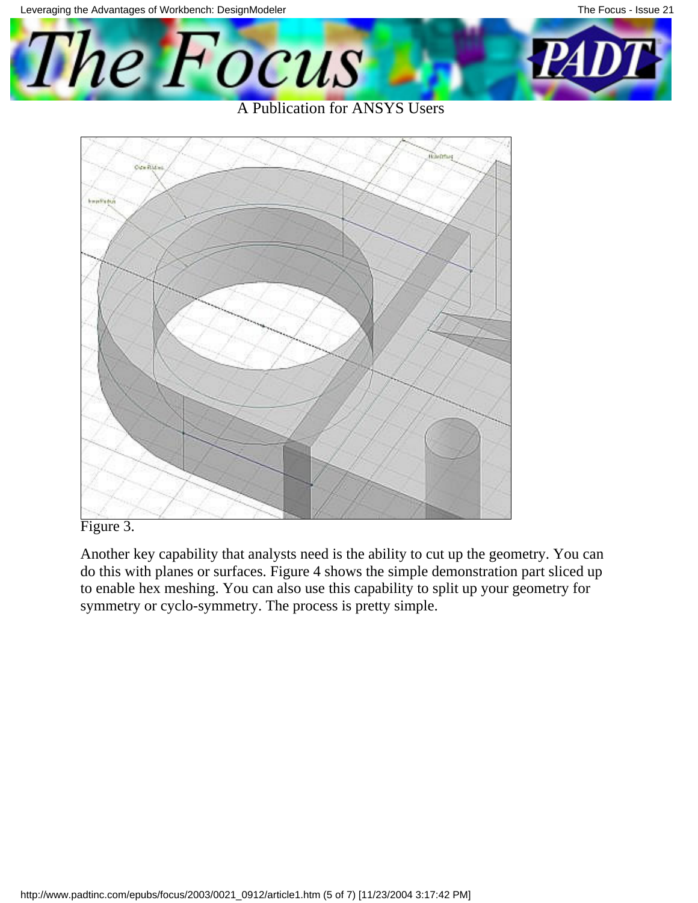Figure 3.

Another key capability that analysts need is the ability to cut up the geometry. You can do this with planes or surfaces. Figure 4 shows the simple demonstration part sliced up to enable hex meshing. You can also use this capability to split up your geometry for symmetry or cyclo-symmetry. The process is pretty simple.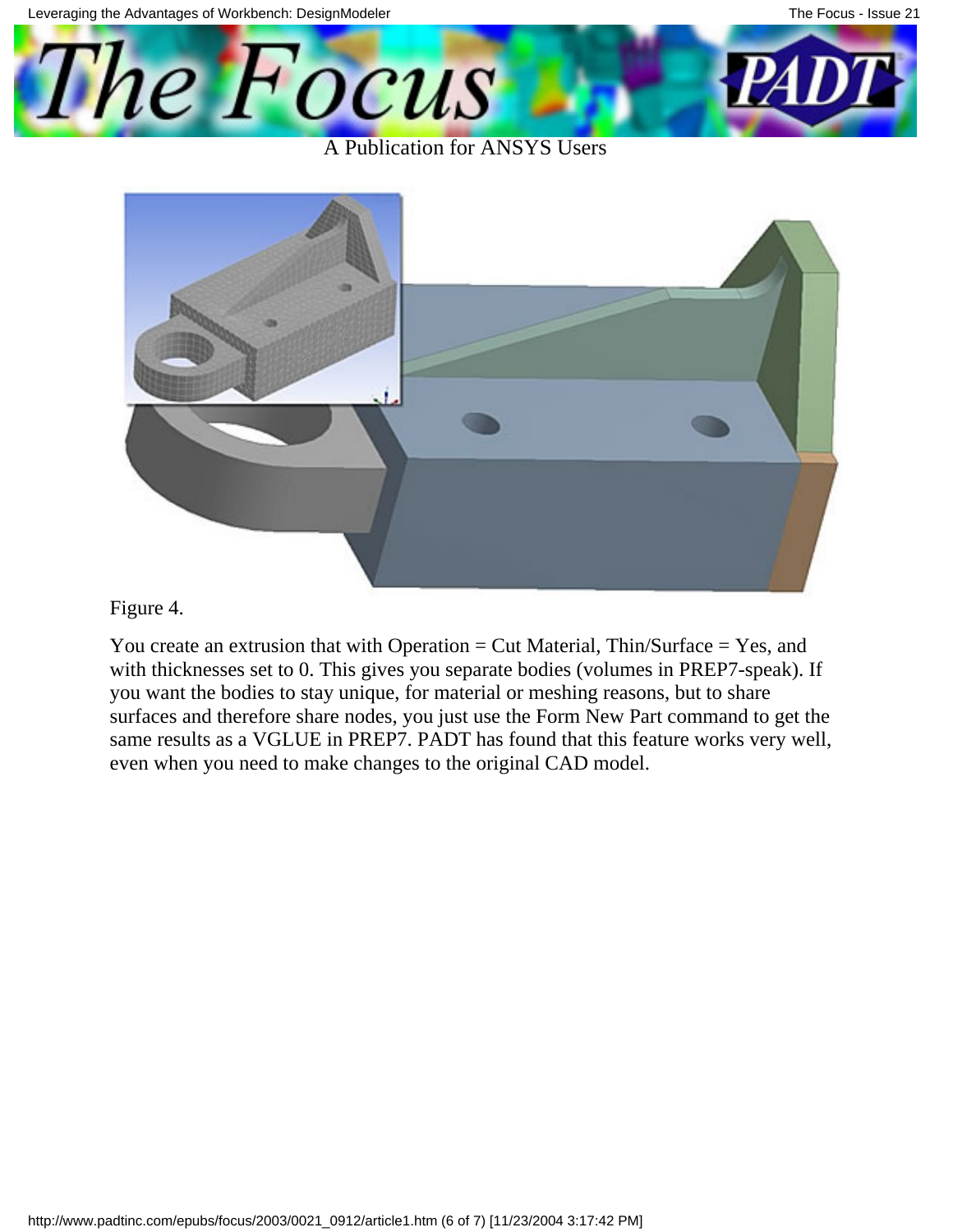Figure 4.

You create an extrusion that with Operation = Cut Material, Thin/Surface = Yes, and with thicknesses set to 0. This gives you separate bodies (volumes in PREP7-speak). If you want the bodies to stay unique, for material or meshing reasons, but to share surfaces and therefore share nodes, you just use the Form New Part command to get the same results as a VGLUE in PREP7. PADT has found that this feature works very well, even when you need to make changes to the original CAD model.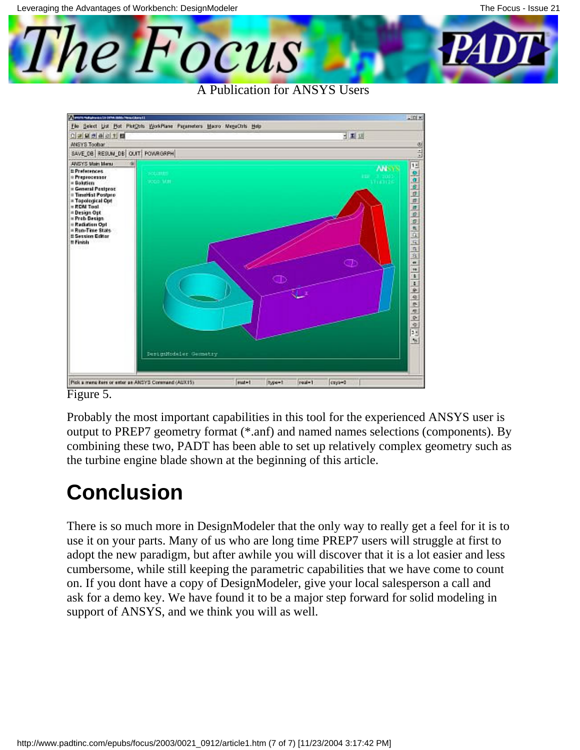A Publication for ANSYS Users

Figure 5.

Probably the most important capabilities in this tool for the experienced ANSYS user is output to PREP7 geometry format (*.anf) and named names selections (components). By combining these two, PADT has been able to set up relatively complex geometry such as the turbine engine blade shown at the beginning of this article.

## Conclusion

There is so much more in DesignModeler that the only way to really get a feel for it is to use it on your parts. Many of us who are long time PREP7 users will struggle at first to adopt the new paradigm, but after awhile you will discover that it is a lot easier and less cumbersome, while still keeping the parametric capabilities that we have come to count on. If you dont have a copy of DesignModeler, give your local salesperson a call and ask for a demo key. We have found it to be a major step forward for solid modeling in support of ANSYS, and we think you will as well.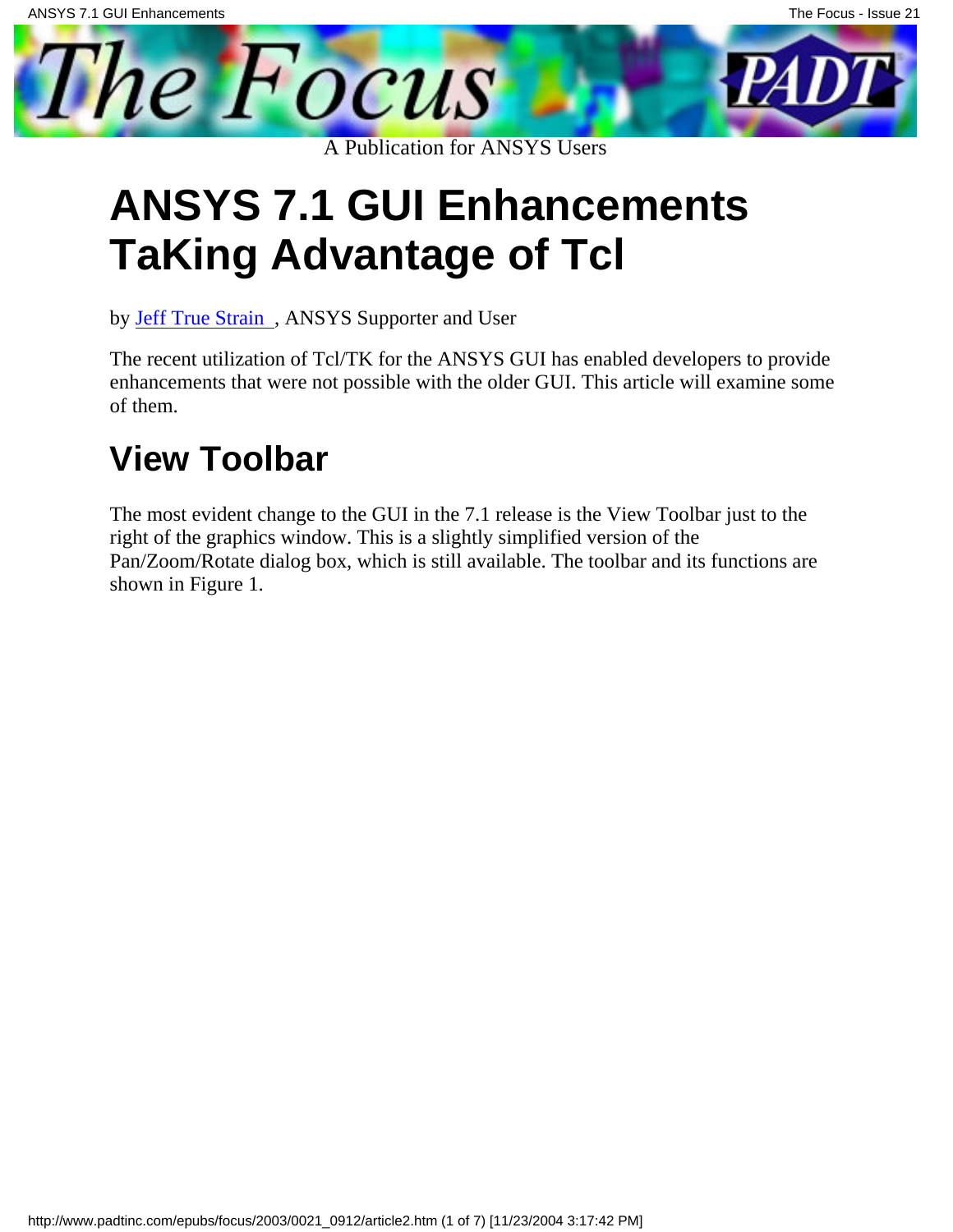A Publication for ANSYS Users

# ANSYS 7.1 GUI Enhancements TaKing Advantage of Tcl

by Jeff True Strain , ANSYS Supporter and User

The recent utilization of Tcl/TK for the ANSYS GUI has enabled developers to provide enhancements that were not possible with the older GUI. This article will examine some of them.

## View Toolbar

The most evident change to the GUI in the 7.1 release is the View Toolbar just to the right of the graphics window. This is a slightly simplified version of the Pan/Zoom/Rotate dialog box, which is still available. The toolbar and its functions are shown in Figure 1.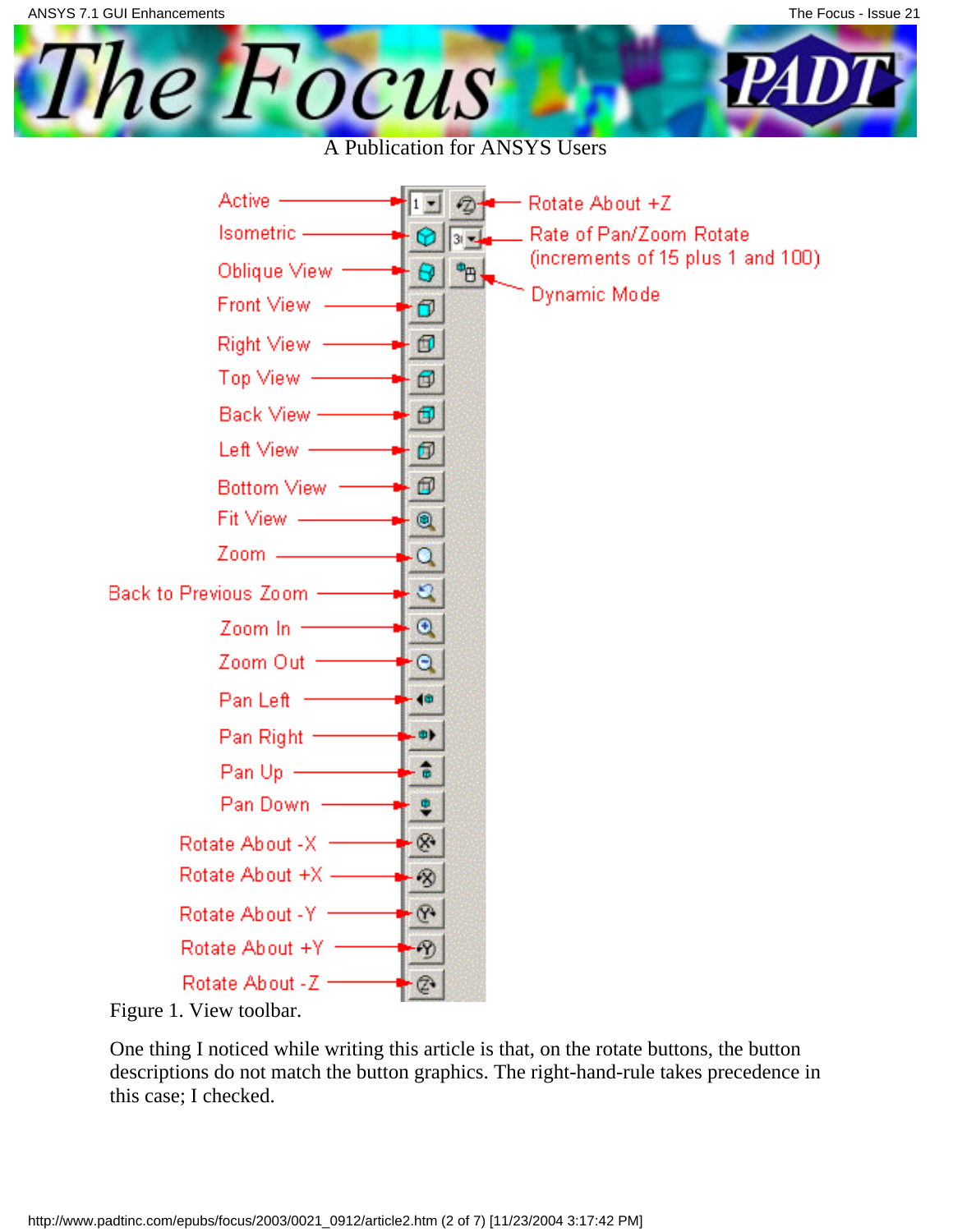Active

Isometric

Oblique View

Front View

Right View

Top View

Back View

Left View

Bottom View

Fit View

Zoom

Back to Previous Zoom

Zoom In

Zoom Out

Pan Left

Pan Right

Pan Up

Pan Down

Rotate About -X

Rotate About +X

Rotate About -Y

Rotate About +Y

Rotate About -Z

Rotate About +Z

Rate of Pan/Zoom Rotate (increments of 15 plus 1 and 100)

Dynamic Mode

Figure 1. View toolbar.

One thing I noticed while writing this article is that, on the rotate buttons, the button descriptions do not match the button graphics. The right-hand-rule takes precedence in this case; I checked.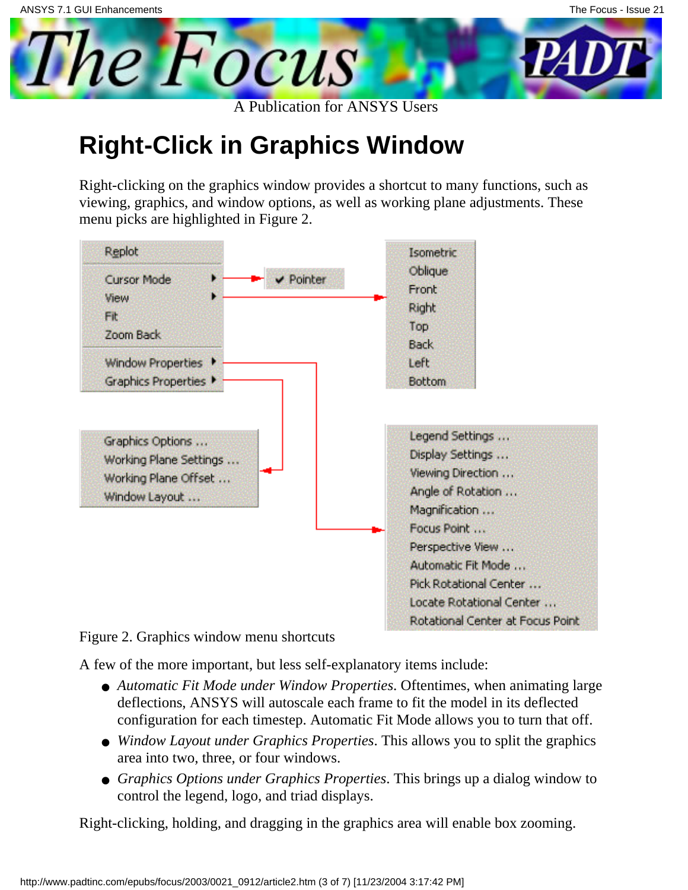## Right-Click in Graphics Window

Right-clicking on the graphics window provides a shortcut to many functions, such as viewing, graphics, and window options, as well as working plane adjustments. These menu picks are highlighted in Figure 2.

Replot
Cursor Mode
View
Fit
Zoom Back
Window Properties
Graphics Properties

Pointer

Isometric
Oblique
Front
Right
Top
Back
Left
Bottom

Graphics Options ...
Working Plane Settings ...
Working Plane Offset ...
Window Layout ...

Legend Settings ...
Display Settings ...
Viewing Direction ...
Angle of Rotation ...
Magnification ...
Focus Point ...
Perspective View ...
Automatic Fit Mode ...
Pick Rotational Center ...
Locate Rotational Center ...
Rotational Center at Focus Point

Figure 2. Graphics window menu shortcuts

A few of the more important, but less self-explanatory items include:

- *Automatic Fit Mode under Window Properties*. Oftentimes, when animating large deflections, ANSYS will autoscale each frame to fit the model in its deflected configuration for each timestep. Automatic Fit Mode allows you to turn that off.
- *Window Layout under Graphics Properties*. This allows you to split the graphics area into two, three, or four windows.
- *Graphics Options under Graphics Properties*. This brings up a dialog window to control the legend, logo, and triad displays.

Right-clicking, holding, and dragging in the graphics area will enable box zooming.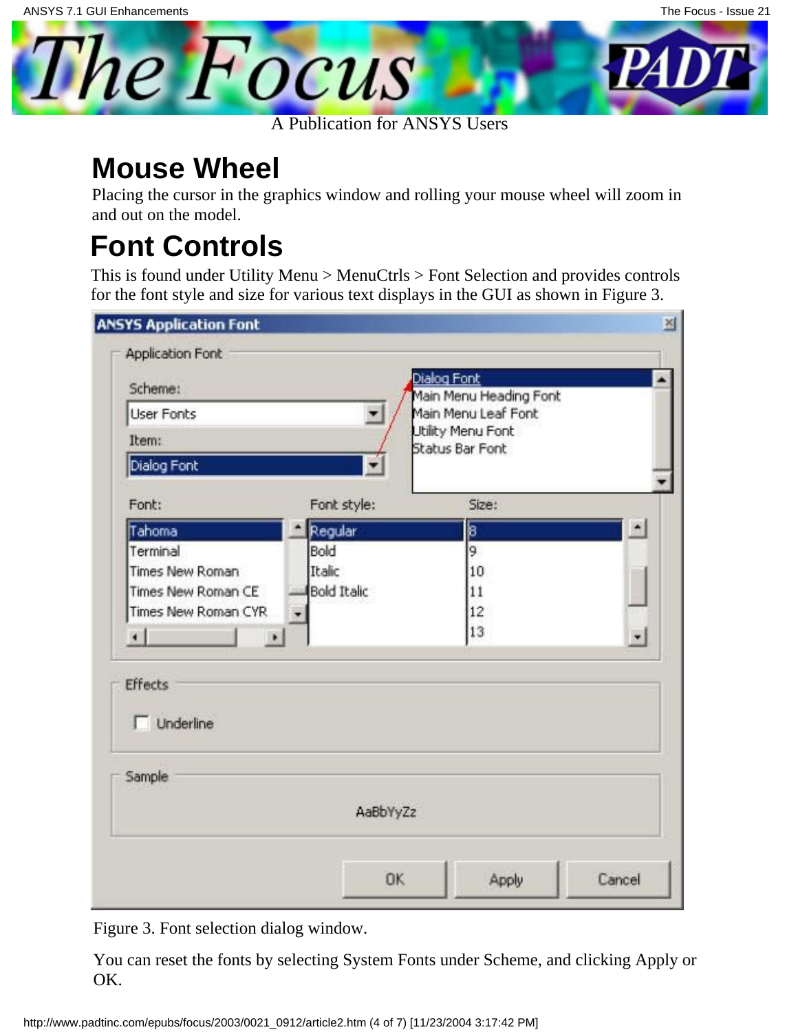## Mouse Wheel

Placing the cursor in the graphics window and rolling your mouse wheel will zoom in and out on the model.

## Font Controls

This is found under Utility Menu > MenuCtrls > Font Selection and provides controls for the font style and size for various text displays in the GUI as shown in Figure 3.

Figure 3. Font selection dialog window.

You can reset the fonts by selecting System Fonts under Scheme, and clicking Apply or OK.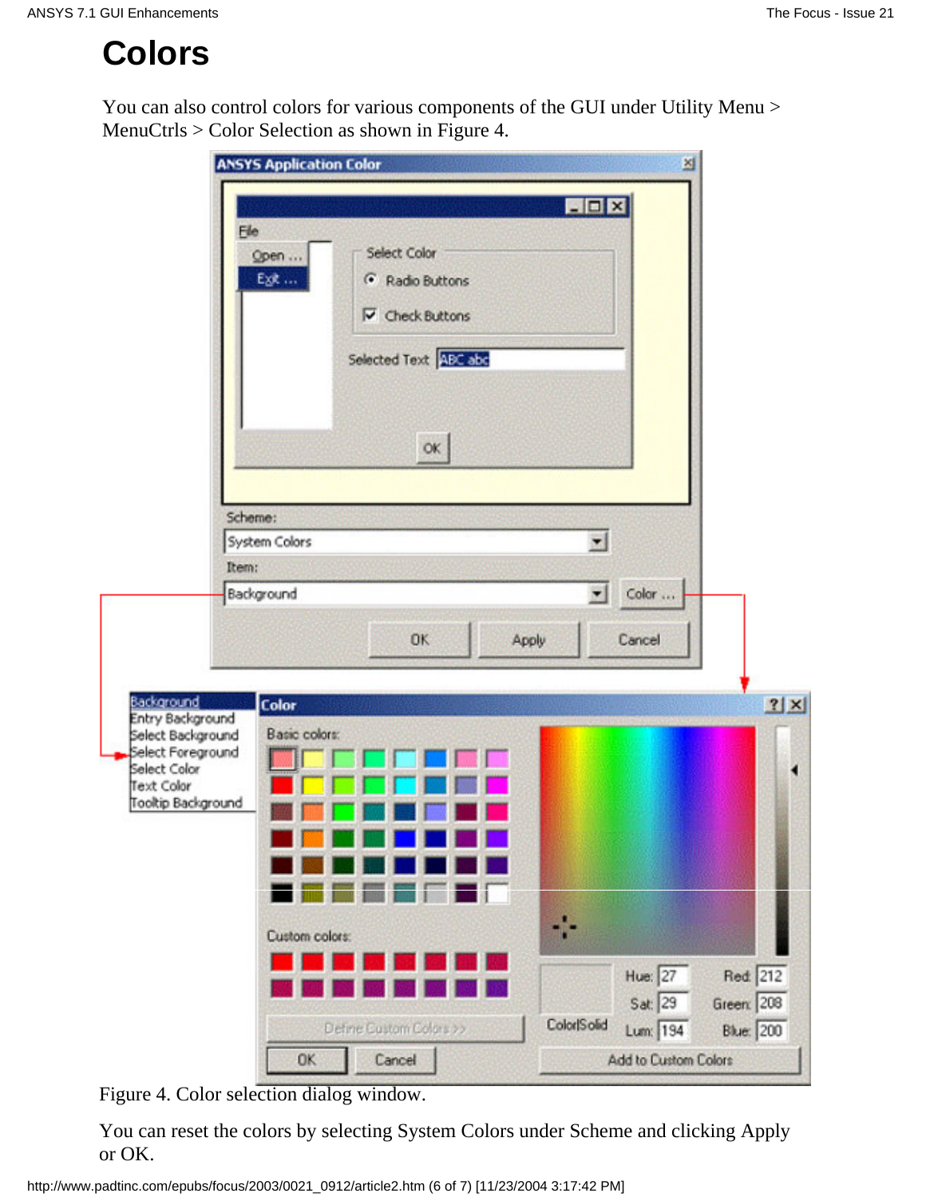# Colors

You can also control colors for various components of the GUI under Utility Menu > MenuCtrls > Color Selection as shown in Figure 4.

Figure 4. Color selection dialog window.

You can reset the colors by selecting System Colors under Scheme and clicking Apply or OK.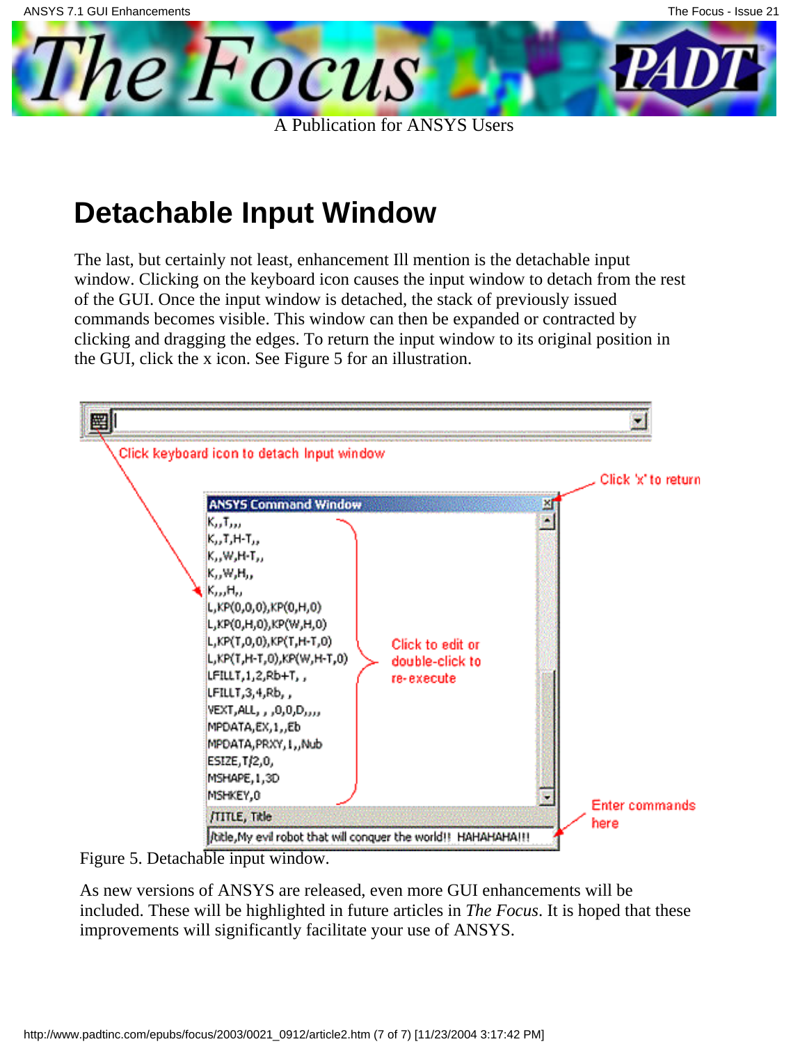# Detachable Input Window

The last, but certainly not least, enhancement Ill mention is the detachable input window. Clicking on the keyboard icon causes the input window to detach from the rest of the GUI. Once the input window is detached, the stack of previously issued commands becomes visible. This window can then be expanded or contracted by clicking and dragging the edges. To return the input window to its original position in the GUI, click the x icon. See Figure 5 for an illustration.

Figure 5. Detachable input window.

As new versions of ANSYS are released, even more GUI enhancements will be included. These will be highlighted in future articles in *The Focus*. It is hoped that these improvements will significantly facilitate your use of ANSYS.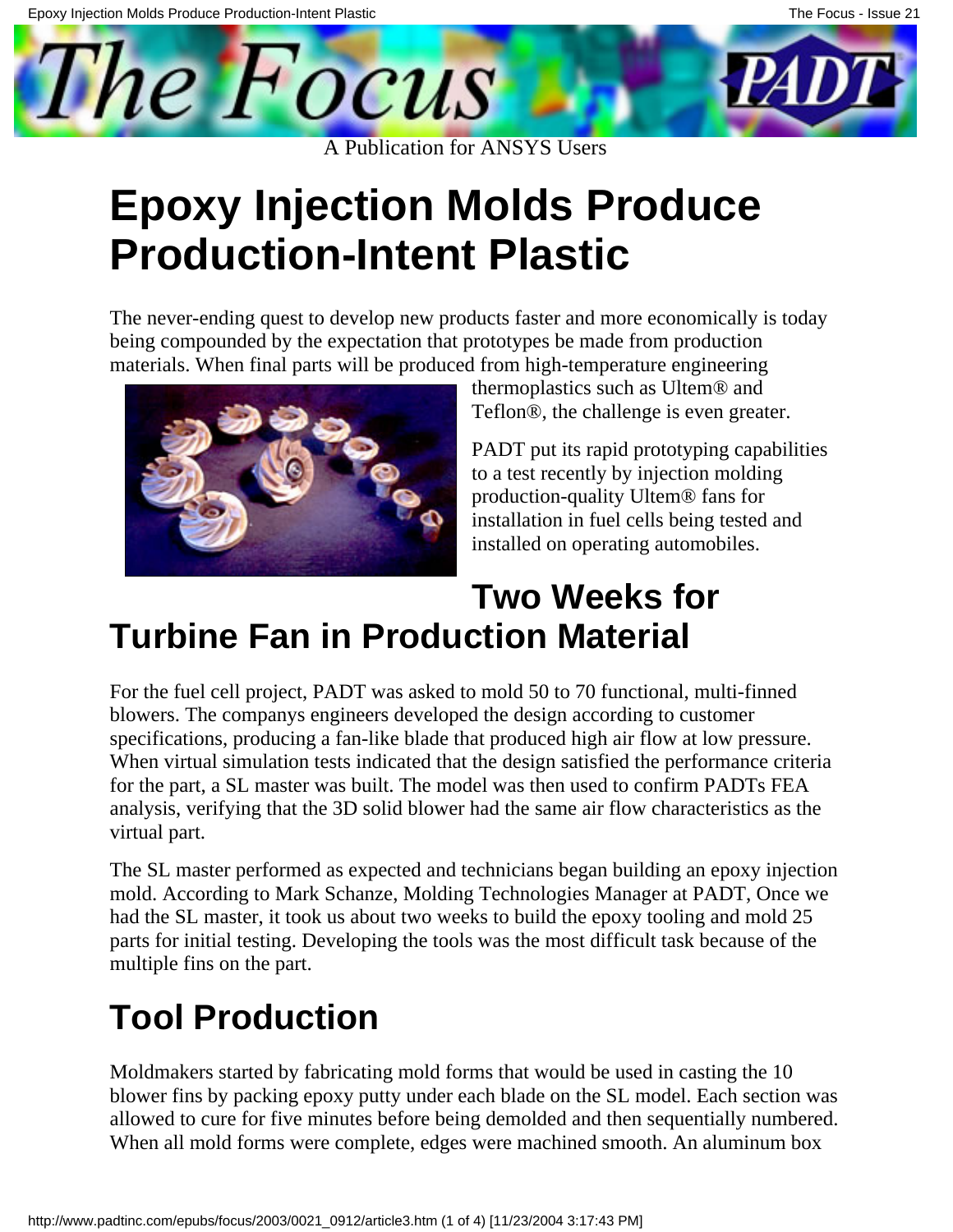# Epoxy Injection Molds Produce Production-Intent Plastic

The never-ending quest to develop new products faster and more economically is today being compounded by the expectation that prototypes be made from production materials. When final parts will be produced from high-temperature engineering thermoplastics such as Ultem® and Teflon®, the challenge is even greater.

PADT put its rapid prototyping capabilities to a test recently by injection molding production-quality Ultem® fans for installation in fuel cells being tested and installed on operating automobiles.

## Two Weeks for Turbine Fan in Production Material

For the fuel cell project, PADT was asked to mold 50 to 70 functional, multi-finned blowers. The companys engineers developed the design according to customer specifications, producing a fan-like blade that produced high air flow at low pressure. When virtual simulation tests indicated that the design satisfied the performance criteria for the part, a SL master was built. The model was then used to confirm PADTs FEA analysis, verifying that the 3D solid blower had the same air flow characteristics as the virtual part.

The SL master performed as expected and technicians began building an epoxy injection mold. According to Mark Schanze, Molding Technologies Manager at PADT, Once we had the SL master, it took us about two weeks to build the epoxy tooling and mold 25 parts for initial testing. Developing the tools was the most difficult task because of the multiple fins on the part.

## Tool Production

Moldmakers started by fabricating mold forms that would be used in casting the 10 blower fins by packing epoxy putty under each blade on the SL model. Each section was allowed to cure for five minutes before being demolded and then sequentially numbered. When all mold forms were complete, edges were machined smooth. An aluminum box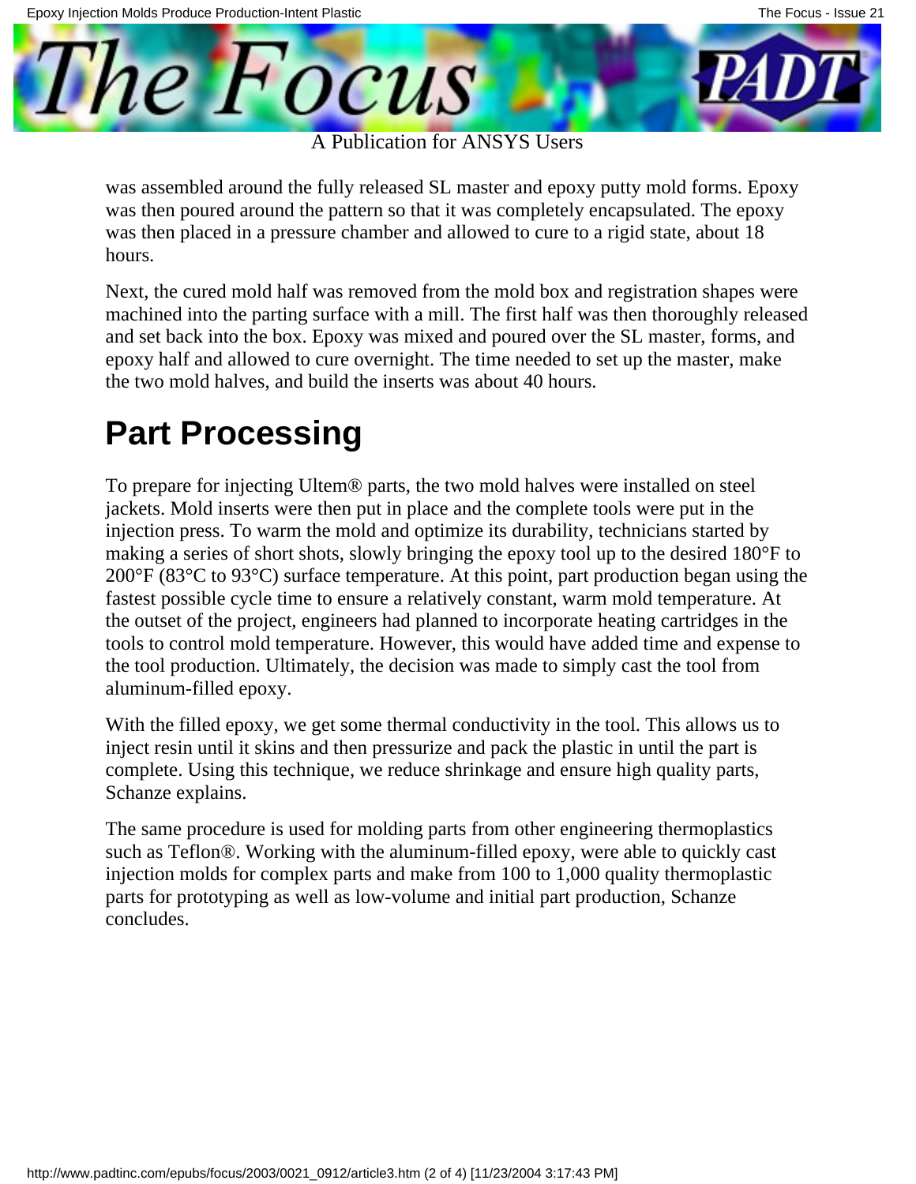was assembled around the fully released SL master and epoxy putty mold forms. Epoxy was then poured around the pattern so that it was completely encapsulated. The epoxy was then placed in a pressure chamber and allowed to cure to a rigid state, about 18 hours.

Next, the cured mold half was removed from the mold box and registration shapes were machined into the parting surface with a mill. The first half was then thoroughly released and set back into the box. Epoxy was mixed and poured over the SL master, forms, and epoxy half and allowed to cure overnight. The time needed to set up the master, make the two mold halves, and build the inserts was about 40 hours.

# Part Processing

To prepare for injecting Ultem® parts, the two mold halves were installed on steel jackets. Mold inserts were then put in place and the complete tools were put in the injection press. To warm the mold and optimize its durability, technicians started by making a series of short shots, slowly bringing the epoxy tool up to the desired 180°F to 200°F (83°C to 93°C) surface temperature. At this point, part production began using the fastest possible cycle time to ensure a relatively constant, warm mold temperature. At the outset of the project, engineers had planned to incorporate heating cartridges in the tools to control mold temperature. However, this would have added time and expense to the tool production. Ultimately, the decision was made to simply cast the tool from aluminum-filled epoxy.

With the filled epoxy, we get some thermal conductivity in the tool. This allows us to inject resin until it skins and then pressurize and pack the plastic in until the part is complete. Using this technique, we reduce shrinkage and ensure high quality parts, Schanze explains.

The same procedure is used for molding parts from other engineering thermoplastics such as Teflon®. Working with the aluminum-filled epoxy, were able to quickly cast injection molds for complex parts and make from 100 to 1,000 quality thermoplastic parts for prototyping as well as low-volume and initial part production, Schanze concludes.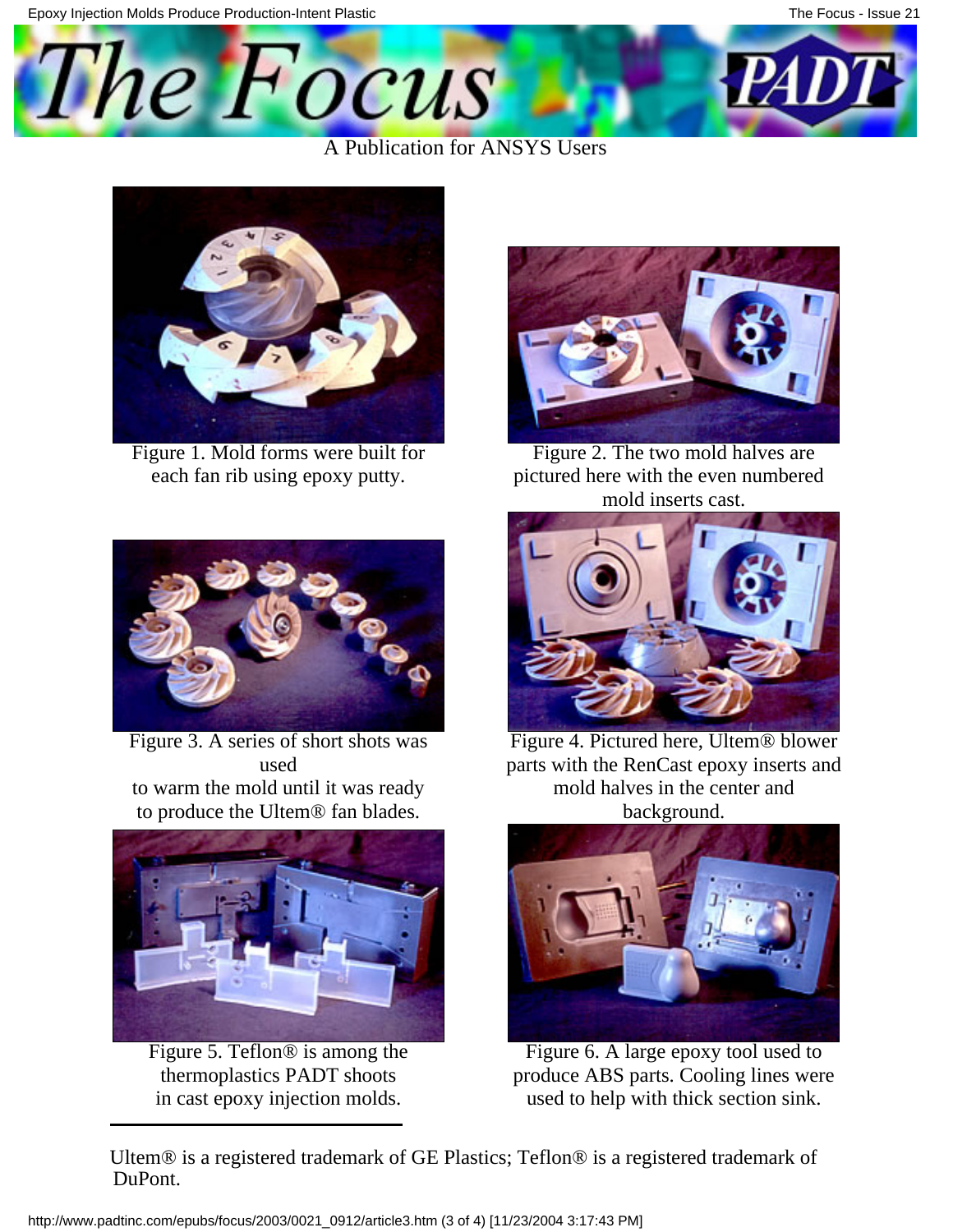A Publication for ANSYS Users

Figure 1. Mold forms were built for each fan rib using epoxy putty.

Figure 2. The two mold halves are pictured here with the even numbered mold inserts cast.

Figure 3. A series of short shots was used to warm the mold until it was ready to produce the Ultem® fan blades.

Figure 4. Pictured here, Ultem® blower parts with the RenCast epoxy inserts and mold halves in the center and background.

Figure 5. Teflon® is among the thermoplastics PADT shoots in cast epoxy injection molds.

Figure 6. A large epoxy tool used to produce ABS parts. Cooling lines were used to help with thick section sink.

---

Ultem® is a registered trademark of GE Plastics; Teflon® is a registered trademark of DuPont.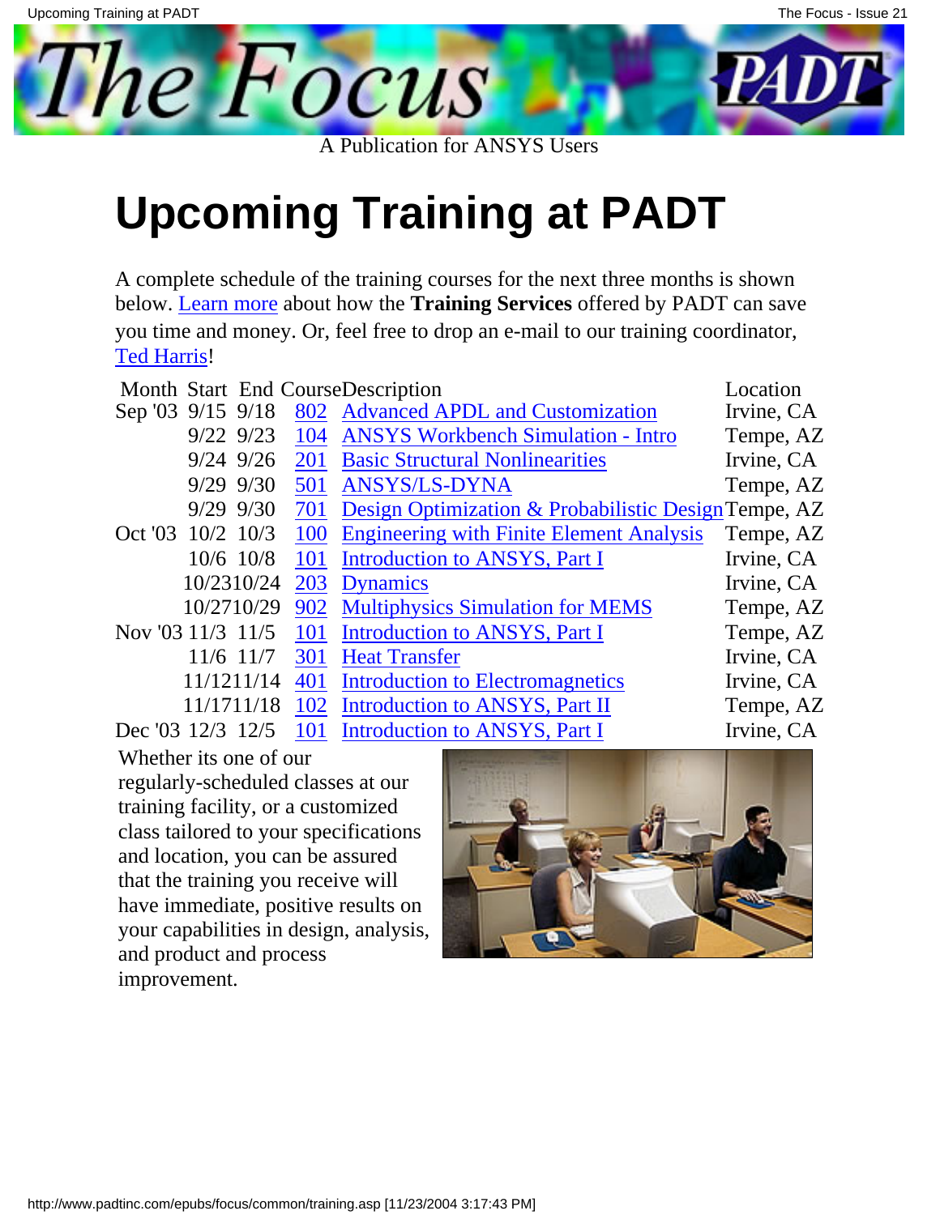A Publication for ANSYS Users

# Upcoming Training at PADT

A complete schedule of the training courses for the next three months is shown below. Learn more about how the **Training Services** offered by PADT can save you time and money. Or, feel free to drop an e-mail to our training coordinator, Ted Harris!

| Month | Start | End | Course | Description | Location |
|---|---|---|---|---|---|
| Sep '03 | 9/15 | 9/18 | 802 | Advanced APDL and Customization | Irvine, CA |
| | 9/22 | 9/23 | 104 | ANSYS Workbench Simulation - Intro | Tempe, AZ |
| | 9/24 | 9/26 | 201 | Basic Structural Nonlinearities | Irvine, CA |
| | 9/29 | 9/30 | 501 | ANSYS/LS-DYNA | Tempe, AZ |
| | 9/29 | 9/30 | 701 | Design Optimization & Probabilistic Design | Tempe, AZ |
| Oct '03 | 10/2 | 10/3 | 100 | Engineering with Finite Element Analysis | Tempe, AZ |
| | 10/6 | 10/8 | 101 | Introduction to ANSYS, Part I | Irvine, CA |
| | 10/23 | 10/24 | 203 | Dynamics | Irvine, CA |
| | 10/27 | 10/29 | 902 | Multiphysics Simulation for MEMS | Tempe, AZ |
| Nov '03 | 11/3 | 11/5 | 101 | Introduction to ANSYS, Part I | Tempe, AZ |
| | 11/6 | 11/7 | 301 | Heat Transfer | Irvine, CA |
| | 11/12 | 11/14 | 401 | Introduction to Electromagnetics | Irvine, CA |
| | 11/17 | 11/18 | 102 | Introduction to ANSYS, Part II | Tempe, AZ |
| Dec '03 | 12/3 | 12/5 | 101 | Introduction to ANSYS, Part I | Irvine, CA |

Whether its one of our regularly-scheduled classes at our training facility, or a customized class tailored to your specifications and location, you can be assured that the training you receive will have immediate, positive results on your capabilities in design, analysis, and product and process improvement.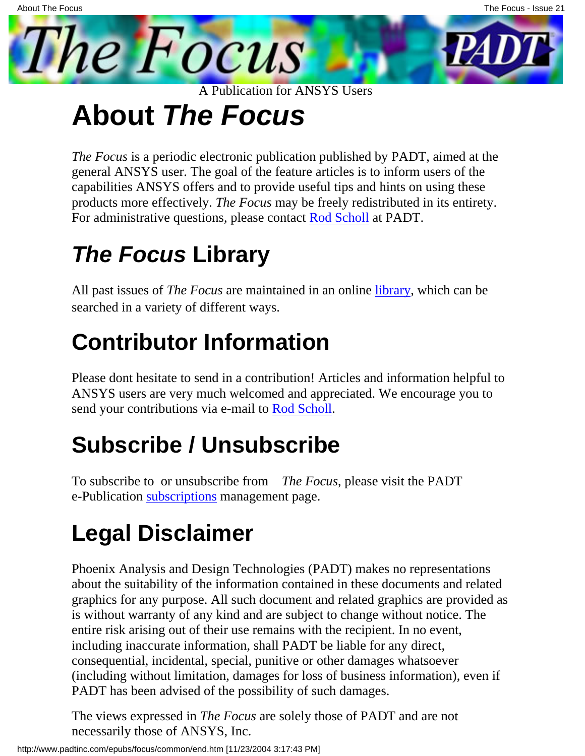A Publication for ANSYS Users

# About *The Focus*

*The Focus* is a periodic electronic publication published by PADT, aimed at the general ANSYS user. The goal of the feature articles is to inform users of the capabilities ANSYS offers and to provide useful tips and hints on using these products more effectively. *The Focus* may be freely redistributed in its entirety. For administrative questions, please contact Rod Scholl at PADT.

# *The Focus* Library

All past issues of *The Focus* are maintained in an online library, which can be searched in a variety of different ways.

# Contributor Information

Please dont hesitate to send in a contribution! Articles and information helpful to ANSYS users are very much welcomed and appreciated. We encourage you to send your contributions via e-mail to Rod Scholl.

# Subscribe / Unsubscribe

To subscribe to or unsubscribe from *The Focus*, please visit the PADT e-Publication subscriptions management page.

# Legal Disclaimer

Phoenix Analysis and Design Technologies (PADT) makes no representations about the suitability of the information contained in these documents and related graphics for any purpose. All such document and related graphics are provided as is without warranty of any kind and are subject to change without notice. The entire risk arising out of their use remains with the recipient. In no event, including inaccurate information, shall PADT be liable for any direct, consequential, incidental, special, punitive or other damages whatsoever (including without limitation, damages for loss of business information), even if PADT has been advised of the possibility of such damages.

The views expressed in *The Focus* are solely those of PADT and are not necessarily those of ANSYS, Inc.